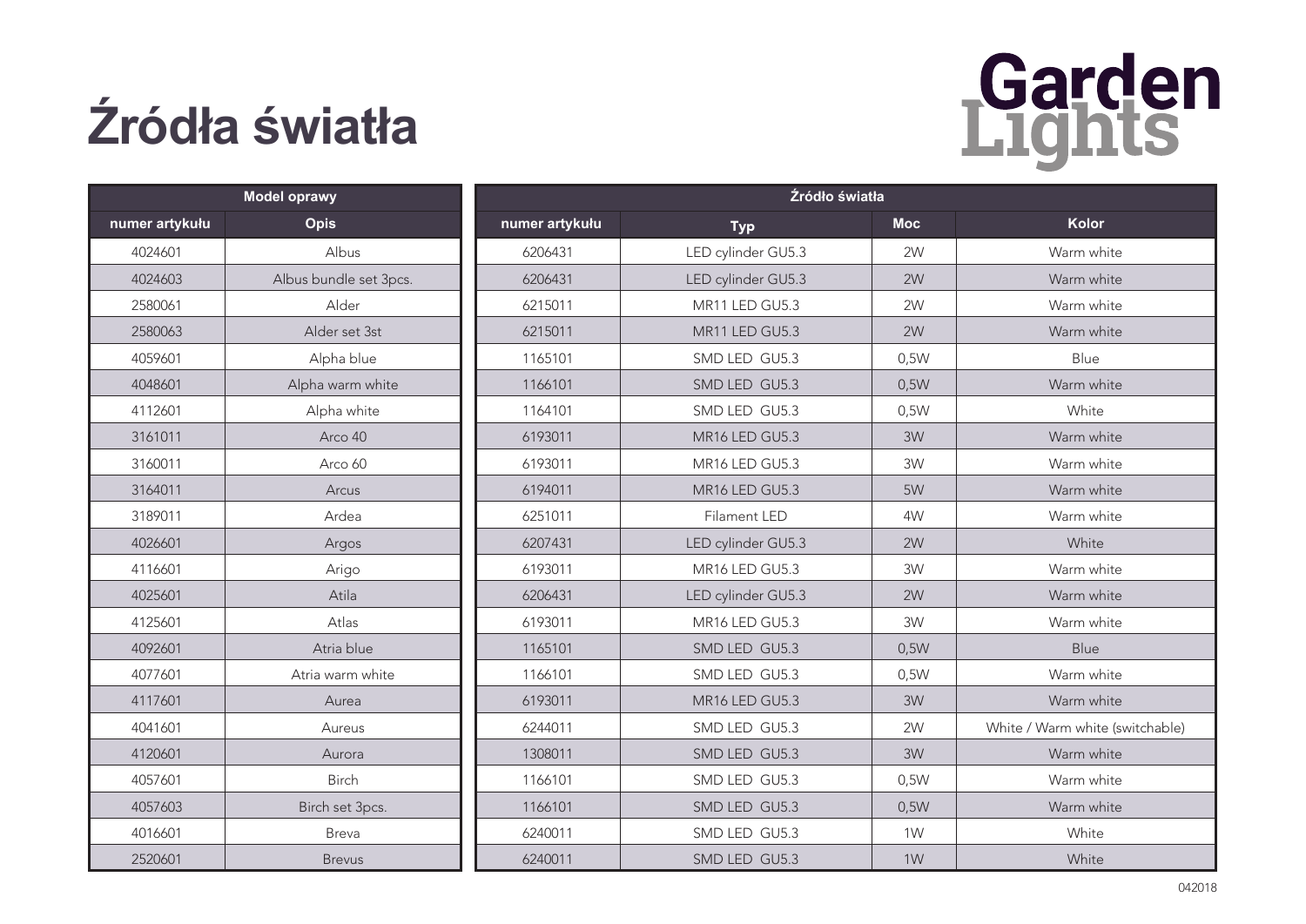# Źródła światła

Garden Lights

| Model oprawy | | | Źródło światła | | |
|---|---|---|---|---|---|
| numer artykułu | Opis | numer artykułu | Typ | Moc | Kolor |
| 4024601 | Albus | 6206431 | LED cylinder GU5.3 | 2W | Warm white |
| 4024603 | Albus bundle set 3pcs. | 6206431 | LED cylinder GU5.3 | 2W | Warm white |
| 2580061 | Alder | 6215011 | MR11 LED GU5.3 | 2W | Warm white |
| 2580063 | Alder set 3st | 6215011 | MR11 LED GU5.3 | 2W | Warm white |
| 4059601 | Alpha blue | 1165101 | SMD LED GU5.3 | 0,5W | Blue |
| 4048601 | Alpha warm white | 1166101 | SMD LED GU5.3 | 0,5W | Warm white |
| 4112601 | Alpha white | 1164101 | SMD LED GU5.3 | 0,5W | White |
| 3161011 | Arco 40 | 6193011 | MR16 LED GU5.3 | 3W | Warm white |
| 3160011 | Arco 60 | 6193011 | MR16 LED GU5.3 | 3W | Warm white |
| 3164011 | Arcus | 6194011 | MR16 LED GU5.3 | 5W | Warm white |
| 3189011 | Ardea | 6251011 | Filament LED | 4W | Warm white |
| 4026601 | Argos | 6207431 | LED cylinder GU5.3 | 2W | White |
| 4116601 | Arigo | 6193011 | MR16 LED GU5.3 | 3W | Warm white |
| 4025601 | Atila | 6206431 | LED cylinder GU5.3 | 2W | Warm white |
| 4125601 | Atlas | 6193011 | MR16 LED GU5.3 | 3W | Warm white |
| 4092601 | Atria blue | 1165101 | SMD LED GU5.3 | 0,5W | Blue |
| 4077601 | Atria warm white | 1166101 | SMD LED GU5.3 | 0,5W | Warm white |
| 4117601 | Aurea | 6193011 | MR16 LED GU5.3 | 3W | Warm white |
| 4041601 | Aureus | 6244011 | SMD LED GU5.3 | 2W | White / Warm white (switchable) |
| 4120601 | Aurora | 1308011 | SMD LED GU5.3 | 3W | Warm white |
| 4057601 | Birch | 1166101 | SMD LED GU5.3 | 0,5W | Warm white |
| 4057603 | Birch set 3pcs. | 1166101 | SMD LED GU5.3 | 0,5W | Warm white |
| 4016601 | Breva | 6240011 | SMD LED GU5.3 | 1W | White |
| 2520601 | Brevus | 6240011 | SMD LED GU5.3 | 1W | White |

042018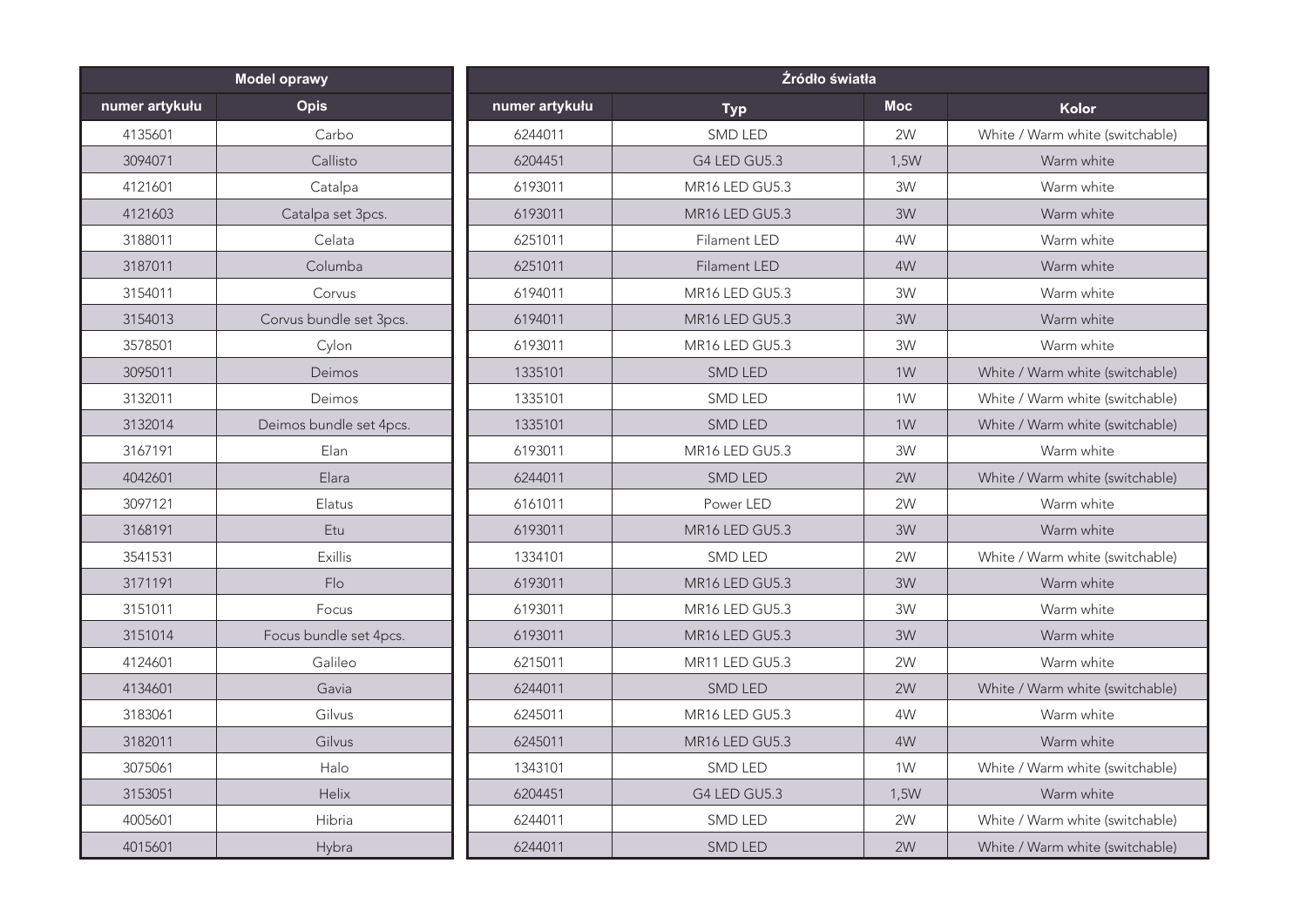| Model oprawy | | Źródło światła | | | |
|---|---|---|---|---|---|
| numer artykułu | Opis | numer artykułu | Typ | Moc | Kolor |
| 4135601 | Carbo | 6244011 | SMD LED | 2W | White / Warm white (switchable) |
| 3094071 | Callisto | 6204451 | G4 LED GU5.3 | 1,5W | Warm white |
| 4121601 | Catalpa | 6193011 | MR16 LED GU5.3 | 3W | Warm white |
| 4121603 | Catalpa set 3pcs. | 6193011 | MR16 LED GU5.3 | 3W | Warm white |
| 3188011 | Celata | 6251011 | Filament LED | 4W | Warm white |
| 3187011 | Columba | 6251011 | Filament LED | 4W | Warm white |
| 3154011 | Corvus | 6194011 | MR16 LED GU5.3 | 3W | Warm white |
| 3154013 | Corvus bundle set 3pcs. | 6194011 | MR16 LED GU5.3 | 3W | Warm white |
| 3578501 | Cylon | 6193011 | MR16 LED GU5.3 | 3W | Warm white |
| 3095011 | Deimos | 1335101 | SMD LED | 1W | White / Warm white (switchable) |
| 3132011 | Deimos | 1335101 | SMD LED | 1W | White / Warm white (switchable) |
| 3132014 | Deimos bundle set 4pcs. | 1335101 | SMD LED | 1W | White / Warm white (switchable) |
| 3167191 | Elan | 6193011 | MR16 LED GU5.3 | 3W | Warm white |
| 4042601 | Elara | 6244011 | SMD LED | 2W | White / Warm white (switchable) |
| 3097121 | Elatus | 6161011 | Power LED | 2W | Warm white |
| 3168191 | Etu | 6193011 | MR16 LED GU5.3 | 3W | Warm white |
| 3541531 | Exillis | 1334101 | SMD LED | 2W | White / Warm white (switchable) |
| 3171191 | Flo | 6193011 | MR16 LED GU5.3 | 3W | Warm white |
| 3151011 | Focus | 6193011 | MR16 LED GU5.3 | 3W | Warm white |
| 3151014 | Focus bundle set 4pcs. | 6193011 | MR16 LED GU5.3 | 3W | Warm white |
| 4124601 | Galileo | 6215011 | MR11 LED GU5.3 | 2W | Warm white |
| 4134601 | Gavia | 6244011 | SMD LED | 2W | White / Warm white (switchable) |
| 3183061 | Gilvus | 6245011 | MR16 LED GU5.3 | 4W | Warm white |
| 3182011 | Gilvus | 6245011 | MR16 LED GU5.3 | 4W | Warm white |
| 3075061 | Halo | 1343101 | SMD LED | 1W | White / Warm white (switchable) |
| 3153051 | Helix | 6204451 | G4 LED GU5.3 | 1,5W | Warm white |
| 4005601 | Hibria | 6244011 | SMD LED | 2W | White / Warm white (switchable) |
| 4015601 | Hybra | 6244011 | SMD LED | 2W | White / Warm white (switchable) |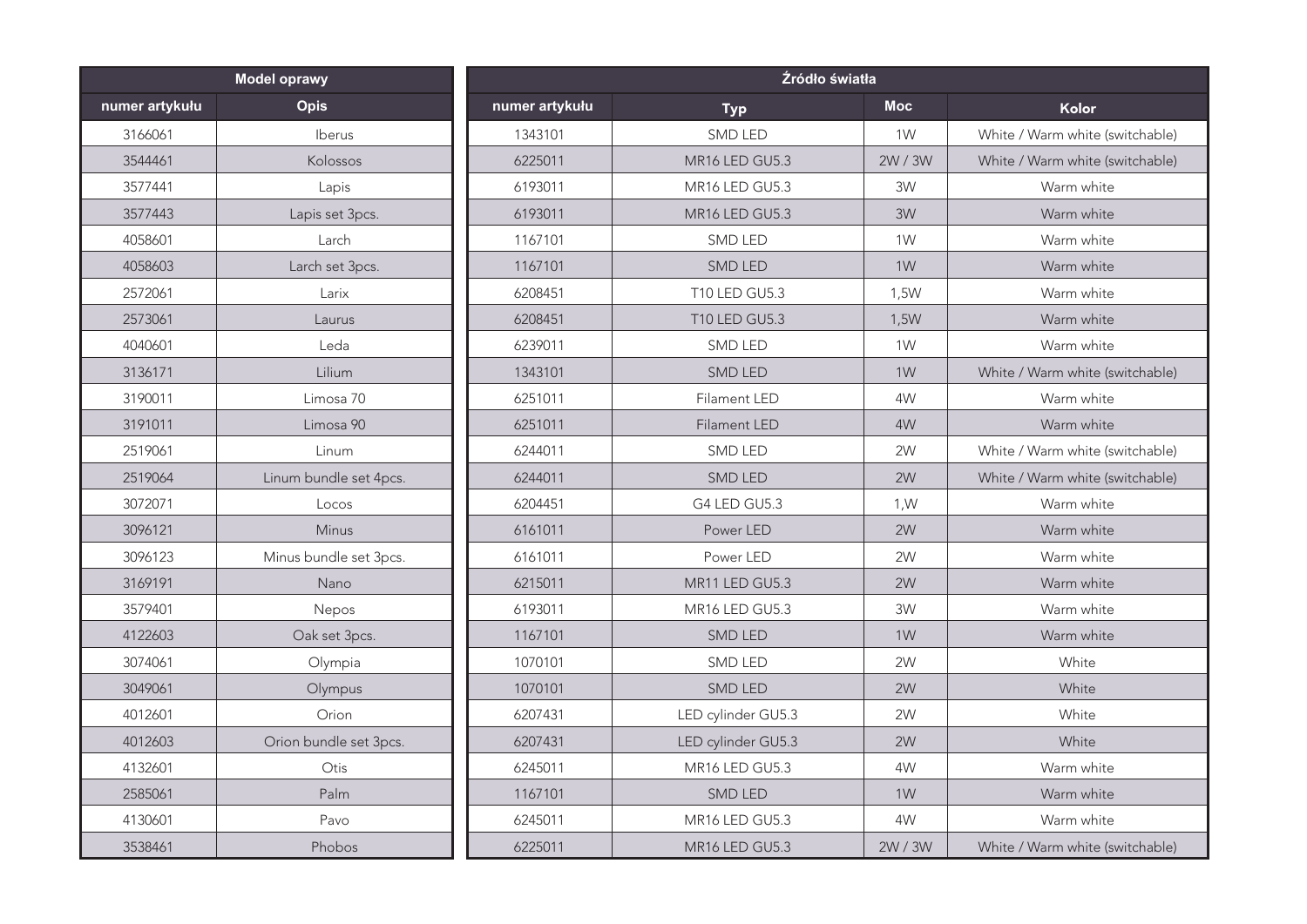| Model oprawy | | Źródło światła | | | |
|---|---|---|---|---|---|
| numer artykułu | Opis | numer artykułu | Typ | Moc | Kolor |
| 3166061 | Iberus | 1343101 | SMD LED | 1W | White / Warm white (switchable) |
| 3544461 | Kolossos | 6225011 | MR16 LED GU5.3 | 2W / 3W | White / Warm white (switchable) |
| 3577441 | Lapis | 6193011 | MR16 LED GU5.3 | 3W | Warm white |
| 3577443 | Lapis set 3pcs. | 6193011 | MR16 LED GU5.3 | 3W | Warm white |
| 4058601 | Larch | 1167101 | SMD LED | 1W | Warm white |
| 4058603 | Larch set 3pcs. | 1167101 | SMD LED | 1W | Warm white |
| 2572061 | Larix | 6208451 | T10 LED GU5.3 | 1,5W | Warm white |
| 2573061 | Laurus | 6208451 | T10 LED GU5.3 | 1,5W | Warm white |
| 4040601 | Leda | 6239011 | SMD LED | 1W | Warm white |
| 3136171 | Lilium | 1343101 | SMD LED | 1W | White / Warm white (switchable) |
| 3190011 | Limosa 70 | 6251011 | Filament LED | 4W | Warm white |
| 3191011 | Limosa 90 | 6251011 | Filament LED | 4W | Warm white |
| 2519061 | Linum | 6244011 | SMD LED | 2W | White / Warm white (switchable) |
| 2519064 | Linum bundle set 4pcs. | 6244011 | SMD LED | 2W | White / Warm white (switchable) |
| 3072071 | Locos | 6204451 | G4 LED GU5.3 | 1,W | Warm white |
| 3096121 | Minus | 6161011 | Power LED | 2W | Warm white |
| 3096123 | Minus bundle set 3pcs. | 6161011 | Power LED | 2W | Warm white |
| 3169191 | Nano | 6215011 | MR11 LED GU5.3 | 2W | Warm white |
| 3579401 | Nepos | 6193011 | MR16 LED GU5.3 | 3W | Warm white |
| 4122603 | Oak set 3pcs. | 1167101 | SMD LED | 1W | Warm white |
| 3074061 | Olympia | 1070101 | SMD LED | 2W | White |
| 3049061 | Olympus | 1070101 | SMD LED | 2W | White |
| 4012601 | Orion | 6207431 | LED cylinder GU5.3 | 2W | White |
| 4012603 | Orion bundle set 3pcs. | 6207431 | LED cylinder GU5.3 | 2W | White |
| 4132601 | Otis | 6245011 | MR16 LED GU5.3 | 4W | Warm white |
| 2585061 | Palm | 1167101 | SMD LED | 1W | Warm white |
| 4130601 | Pavo | 6245011 | MR16 LED GU5.3 | 4W | Warm white |
| 3538461 | Phobos | 6225011 | MR16 LED GU5.3 | 2W / 3W | White / Warm white (switchable) |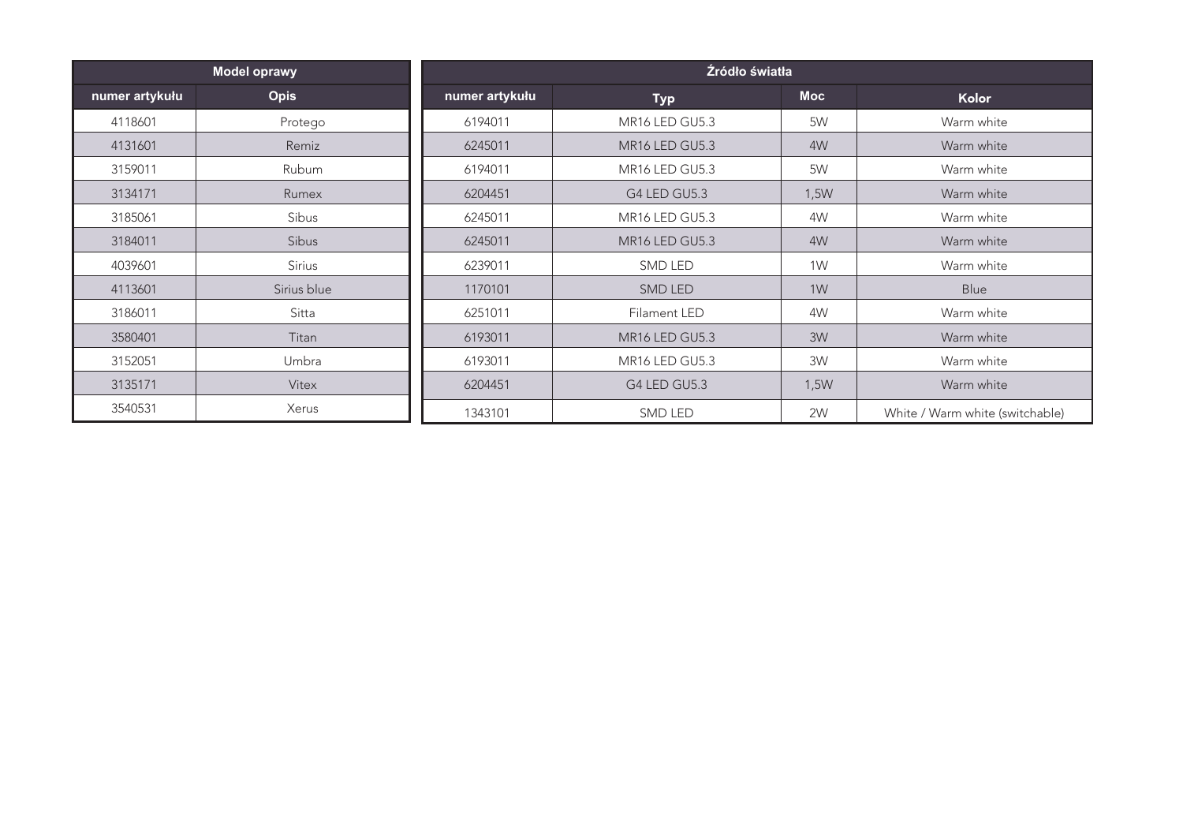| Model oprawy | | Źródło światła | | | |
|---|---|---|---|---|---|
| numer artykułu | Opis | numer artykułu | Typ | Moc | Kolor |
| 4118601 | Protego | 6194011 | MR16 LED GU5.3 | 5W | Warm white |
| 4131601 | Remiz | 6245011 | MR16 LED GU5.3 | 4W | Warm white |
| 3159011 | Rubum | 6194011 | MR16 LED GU5.3 | 5W | Warm white |
| 3134171 | Rumex | 6204451 | G4 LED GU5.3 | 1,5W | Warm white |
| 3185061 | Sibus | 6245011 | MR16 LED GU5.3 | 4W | Warm white |
| 3184011 | Sibus | 6245011 | MR16 LED GU5.3 | 4W | Warm white |
| 4039601 | Sirius | 6239011 | SMD LED | 1W | Warm white |
| 4113601 | Sirius blue | 1170101 | SMD LED | 1W | Blue |
| 3186011 | Sitta | 6251011 | Filament LED | 4W | Warm white |
| 3580401 | Titan | 6193011 | MR16 LED GU5.3 | 3W | Warm white |
| 3152051 | Umbra | 6193011 | MR16 LED GU5.3 | 3W | Warm white |
| 3135171 | Vitex | 6204451 | G4 LED GU5.3 | 1,5W | Warm white |
| 3540531 | Xerus | 1343101 | SMD LED | 2W | White / Warm white (switchable) |